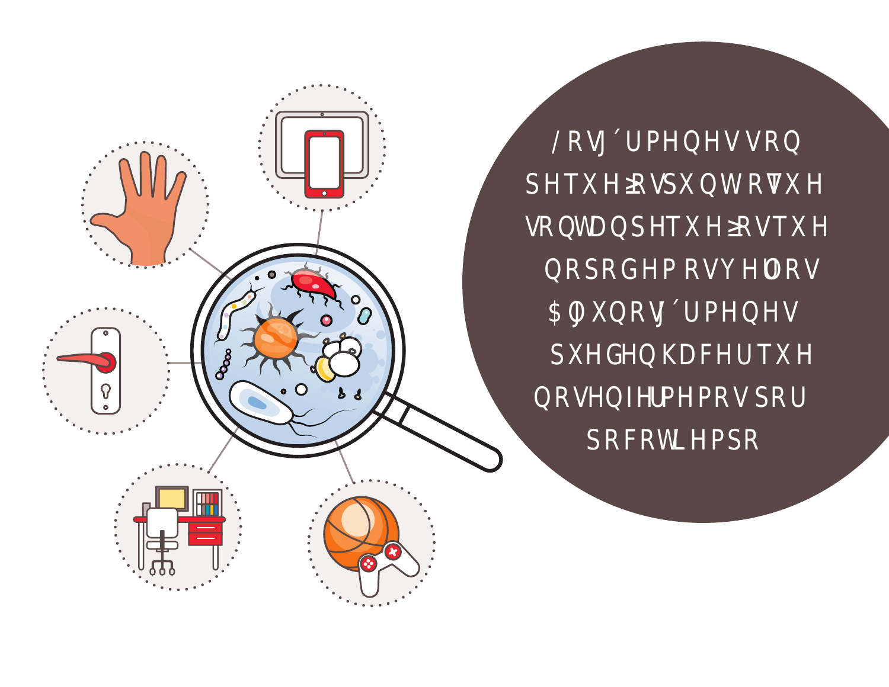/RVJ´UPHQHVVRQ
SHTXH≥RVSXQWRVTXH
VRQWDQSHTXH≥RVTXH
QRSRGHPRVYHUORV
$OJXQRVJ´UPHQHV
SXHGHQKDFHUTXH
QRVHQIHUPHPRVSRU
SRFRWLHPSR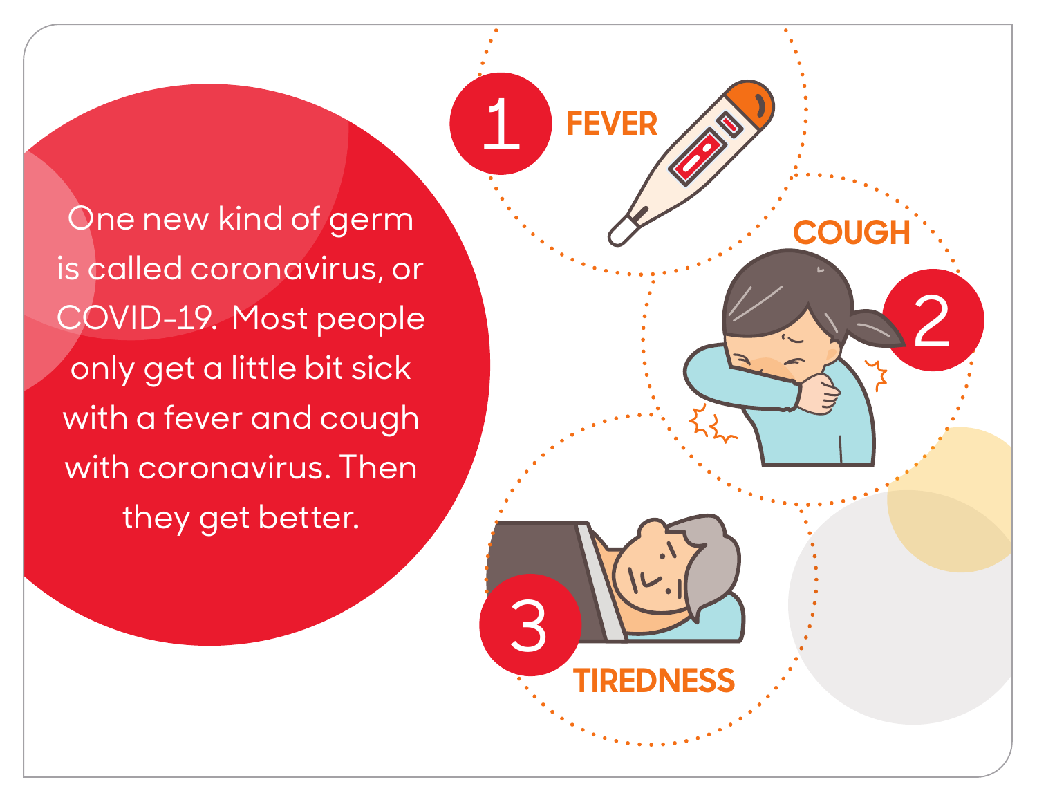One new kind of germ is called coronavirus, or COVID-19. Most people only get a little bit sick with a fever and cough with coronavirus. Then they get better.

1 FEVER

2 COUGH

3 TIREDNESS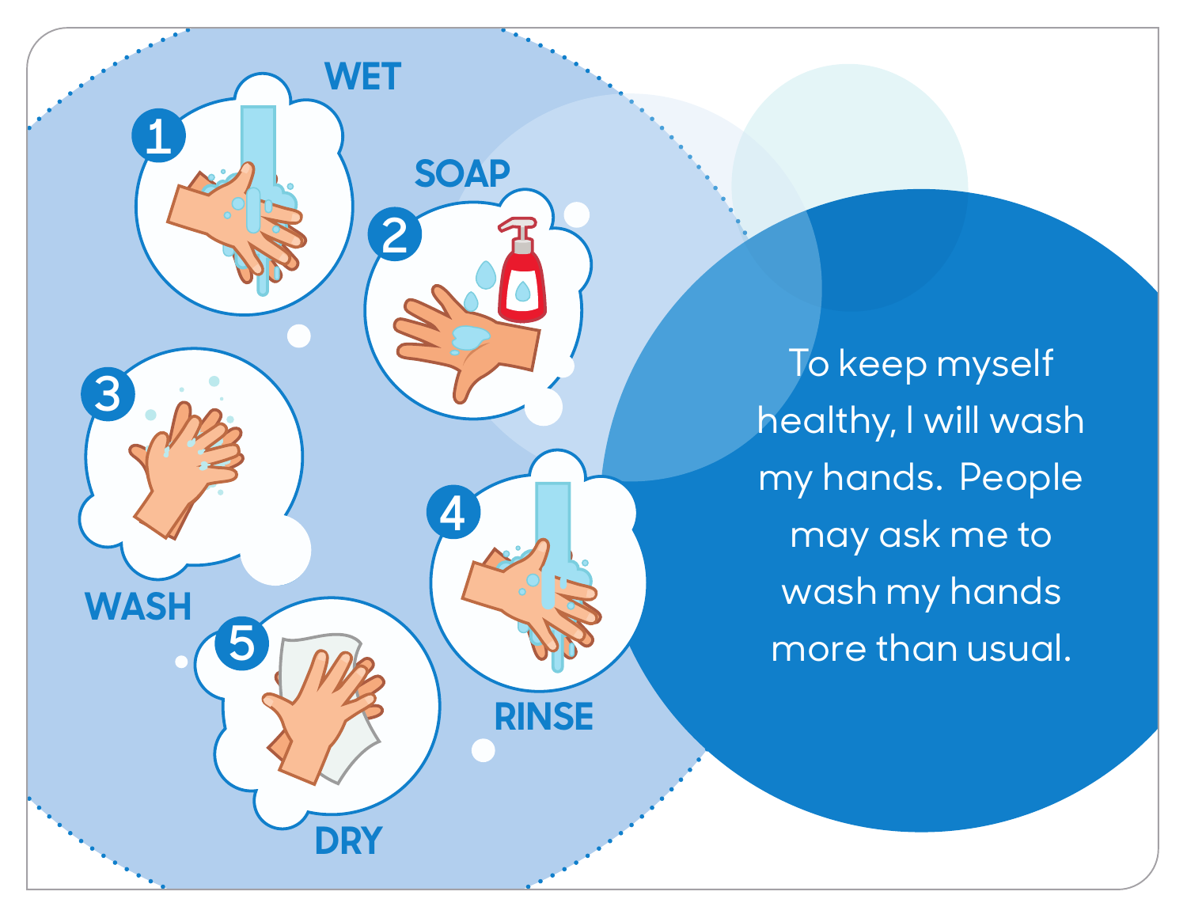1. WET
2. SOAP
3. WASH
4. RINSE
5. DRY

To keep myself healthy, I will wash my hands. People may ask me to wash my hands more than usual.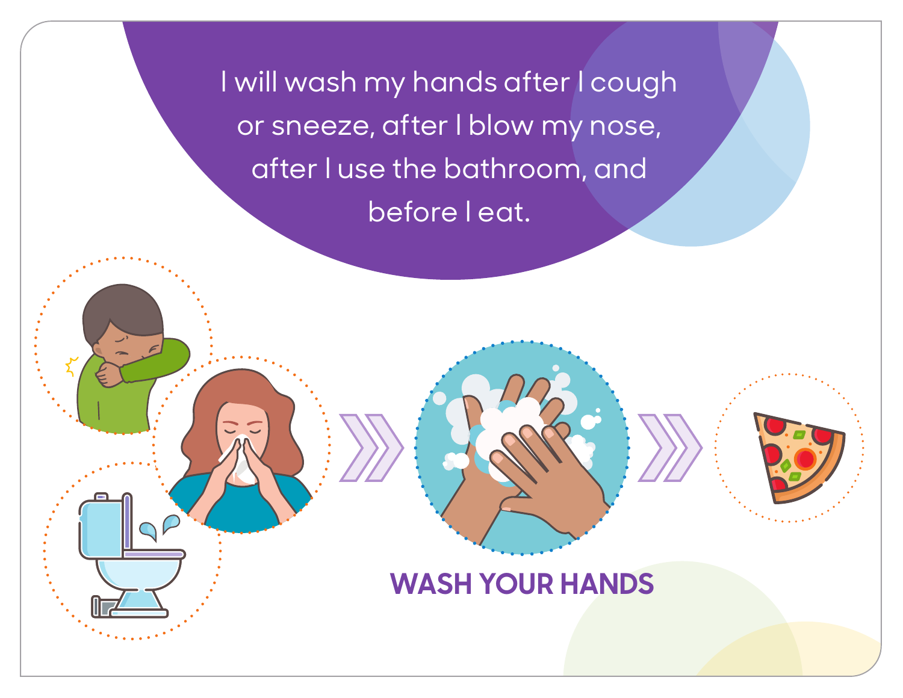I will wash my hands after I cough or sneeze, after I blow my nose, after I use the bathroom, and before I eat.

**WASH YOUR HANDS**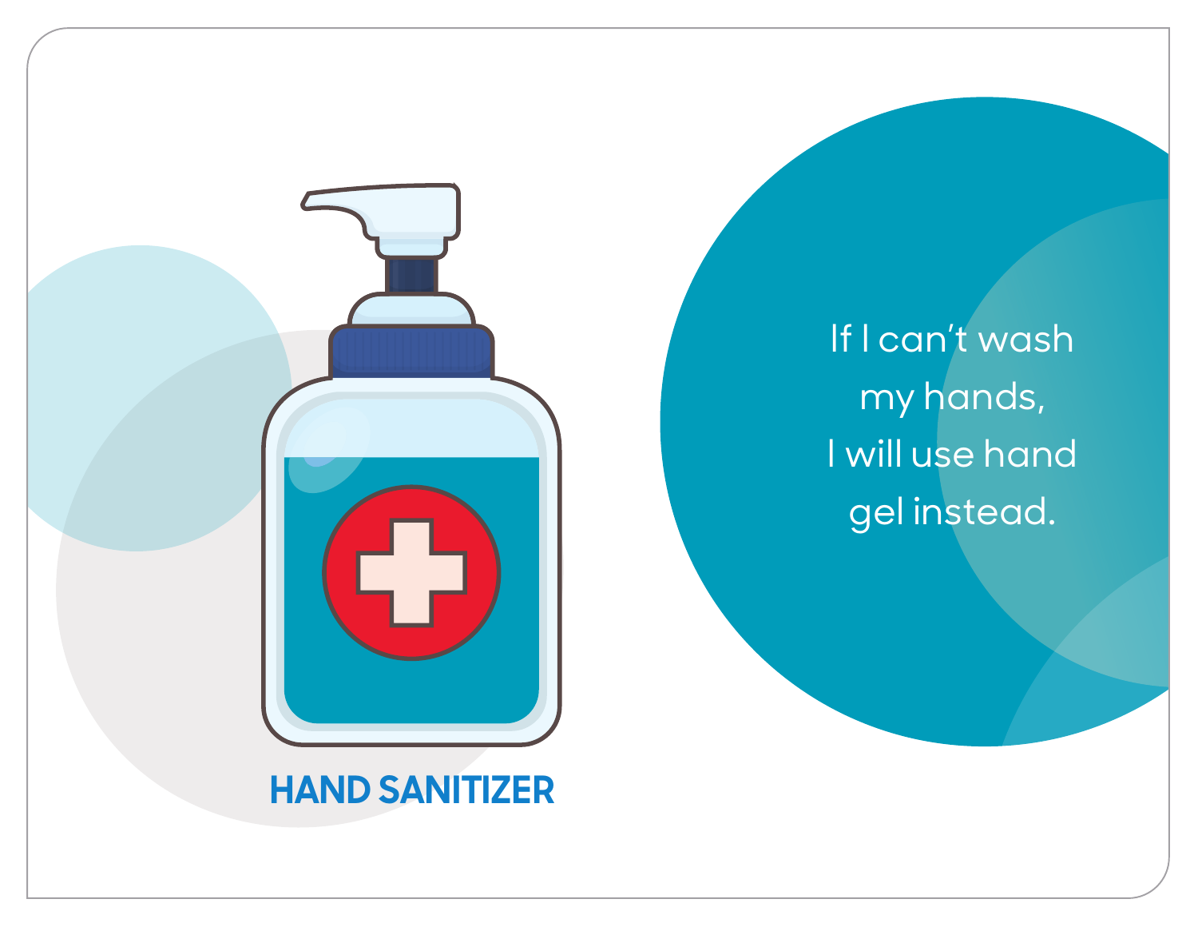**HAND SANITIZER**

If I can't wash my hands, I will use hand gel instead.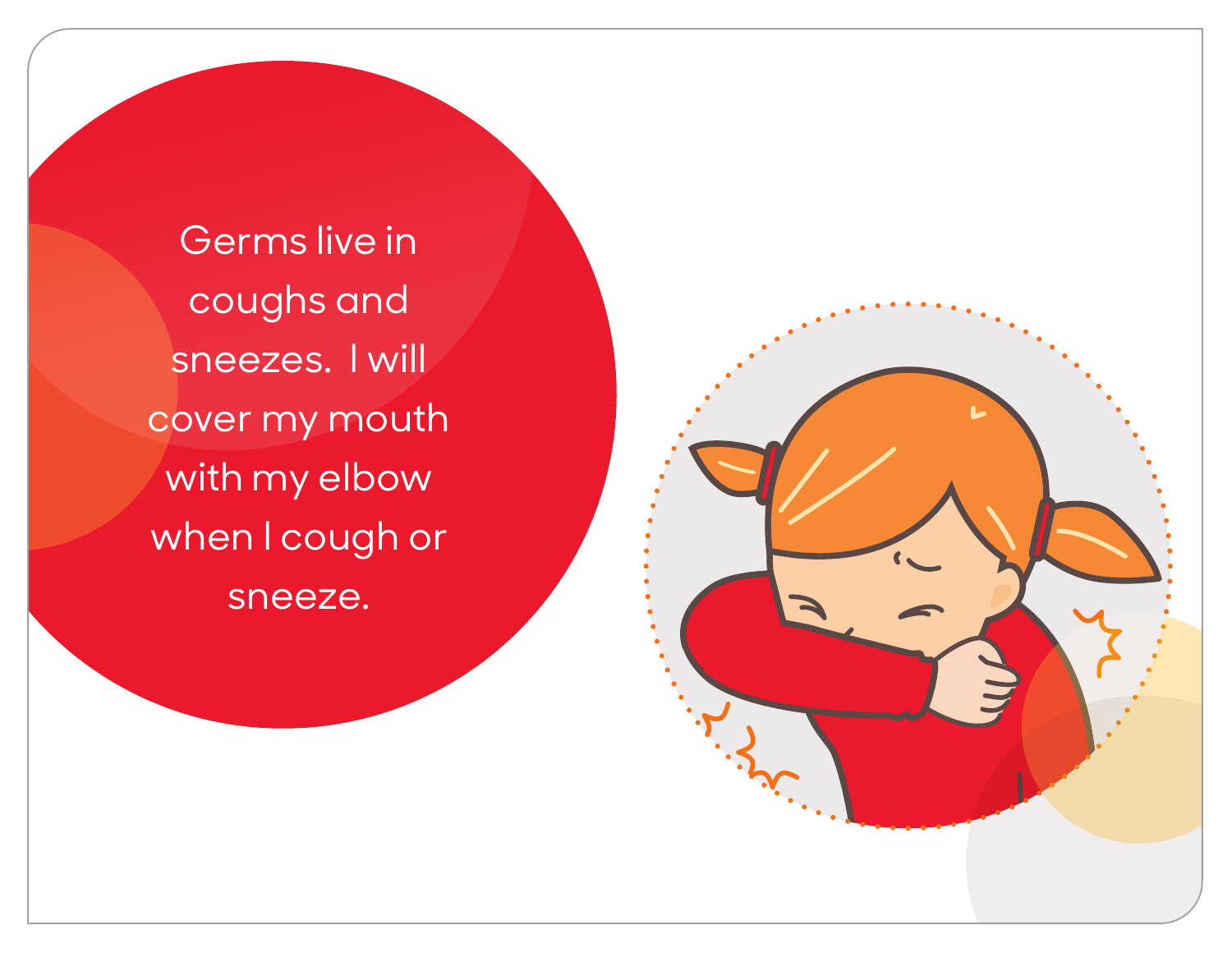Germs live in coughs and sneezes. I will cover my mouth with my elbow when I cough or sneeze.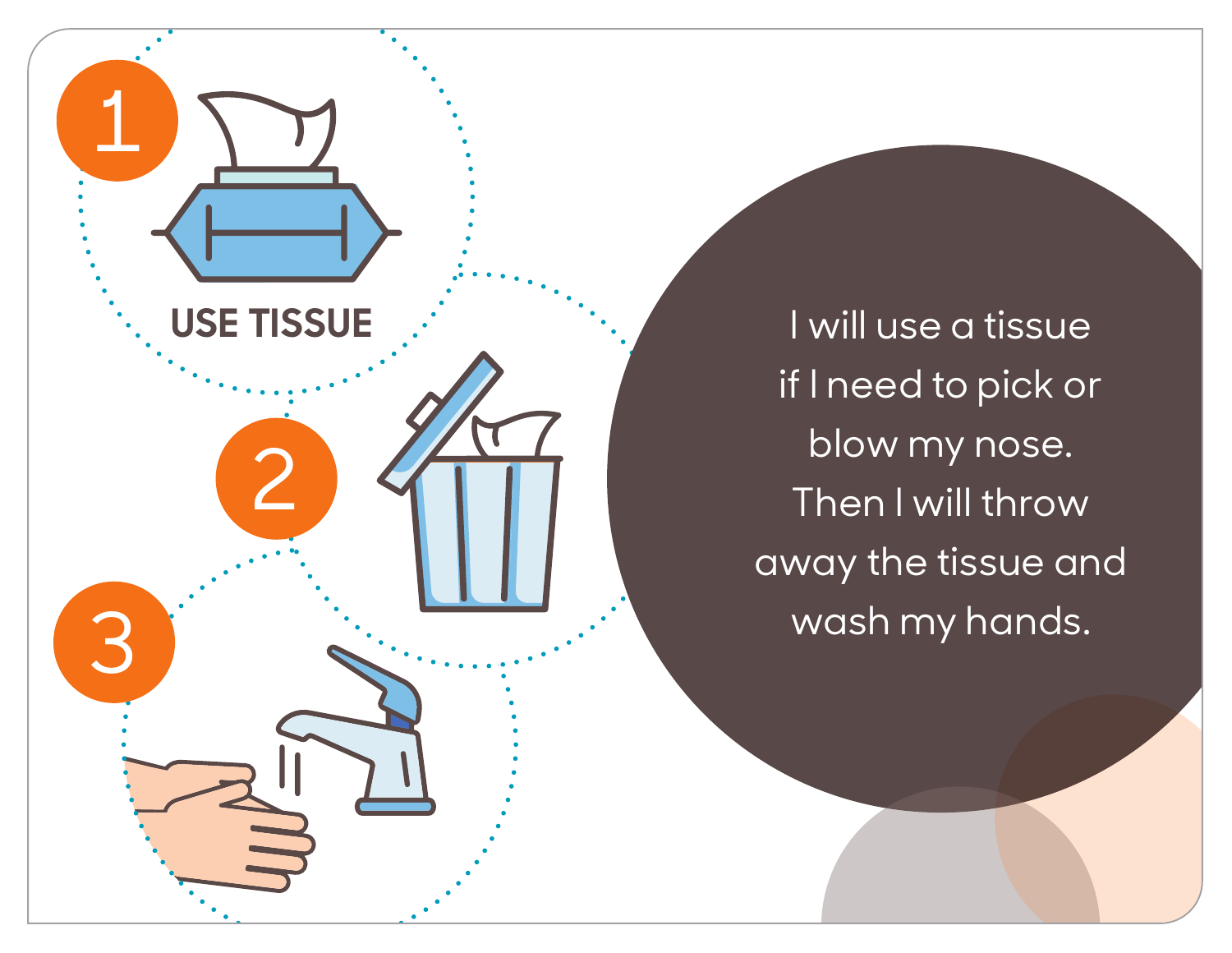1

**USE TISSUE**

2

3

I will use a tissue if I need to pick or blow my nose. Then I will throw away the tissue and wash my hands.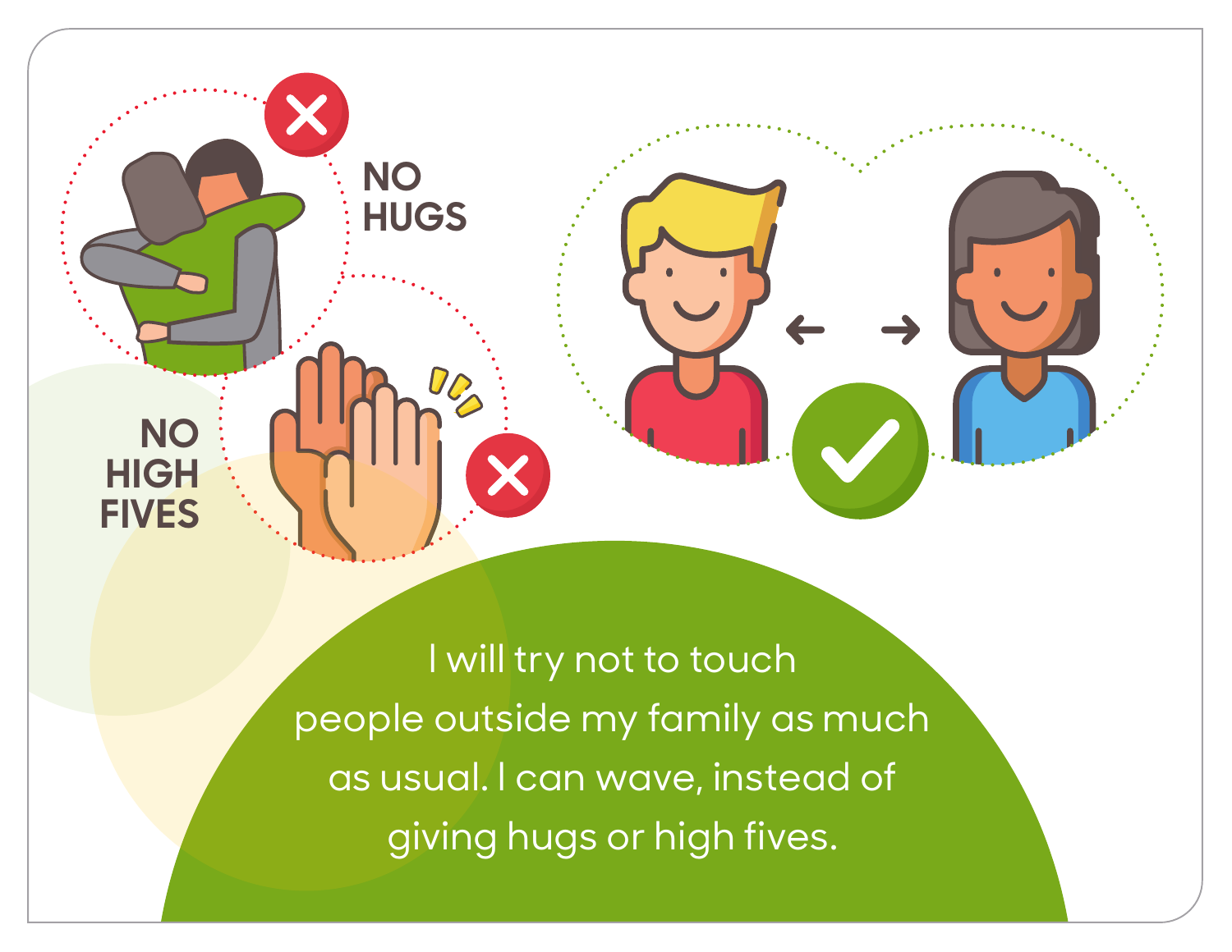NO HUGS

NO HIGH FIVES

I will try not to touch people outside my family as much as usual. I can wave, instead of giving hugs or high fives.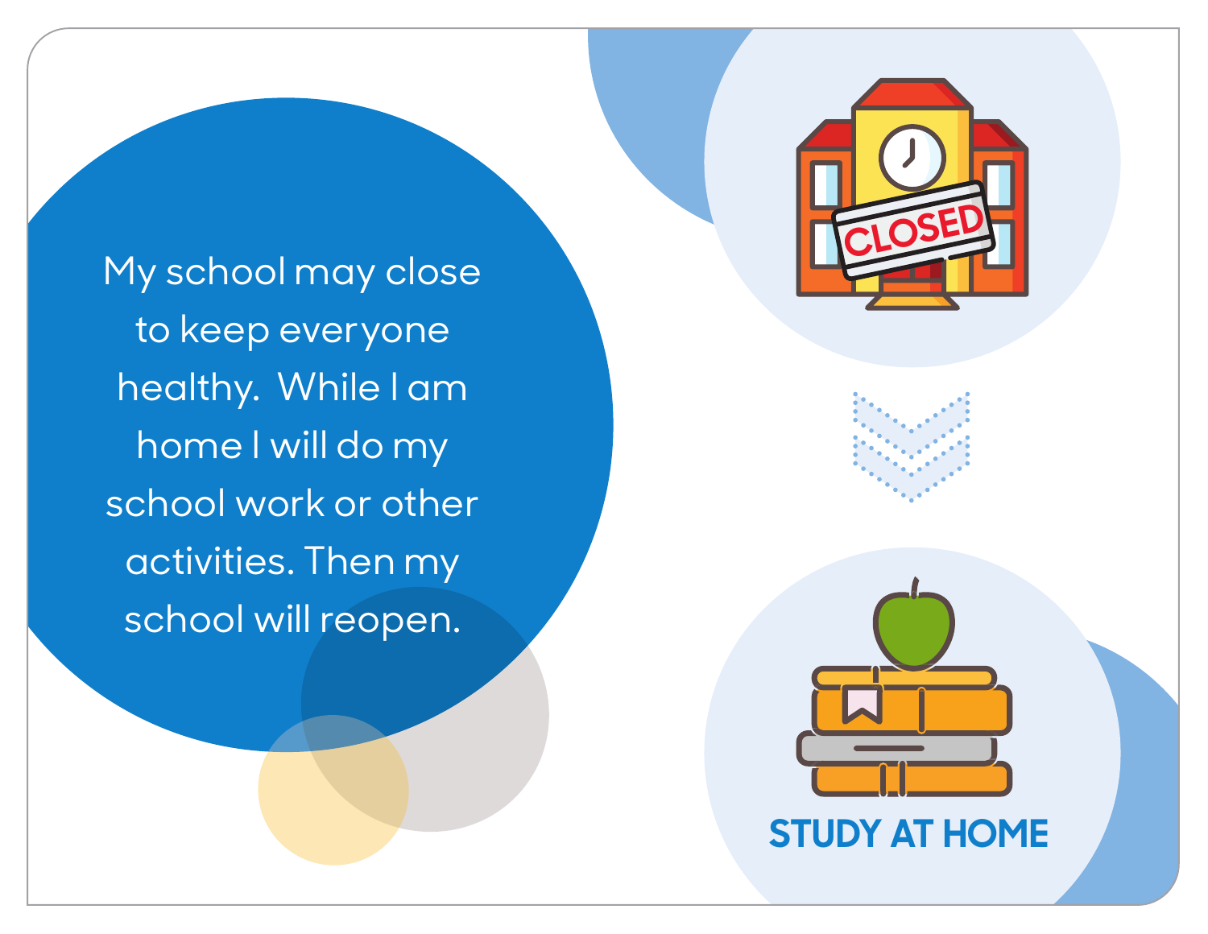My school may close to keep everyone healthy. While I am home I will do my school work or other activities. Then my school will reopen.

CLOSED

STUDY AT HOME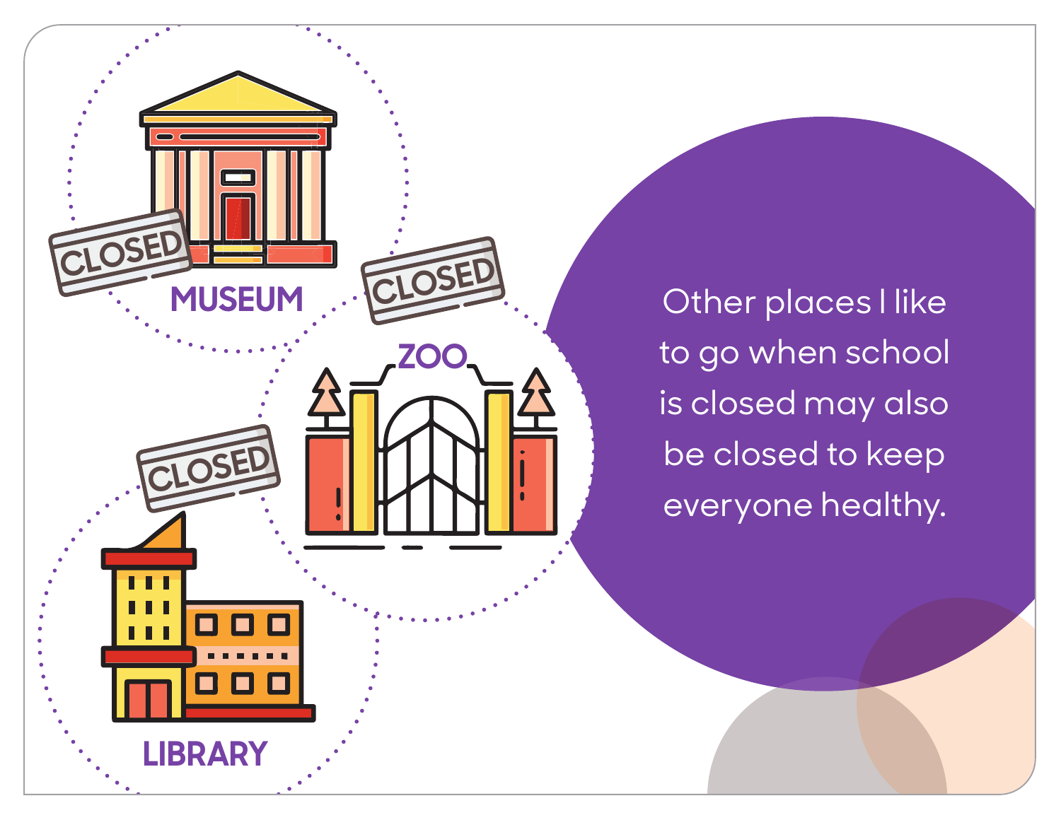MUSEUM

CLOSED

ZOO

CLOSED

LIBRARY

CLOSED

Other places I like to go when school is closed may also be closed to keep everyone healthy.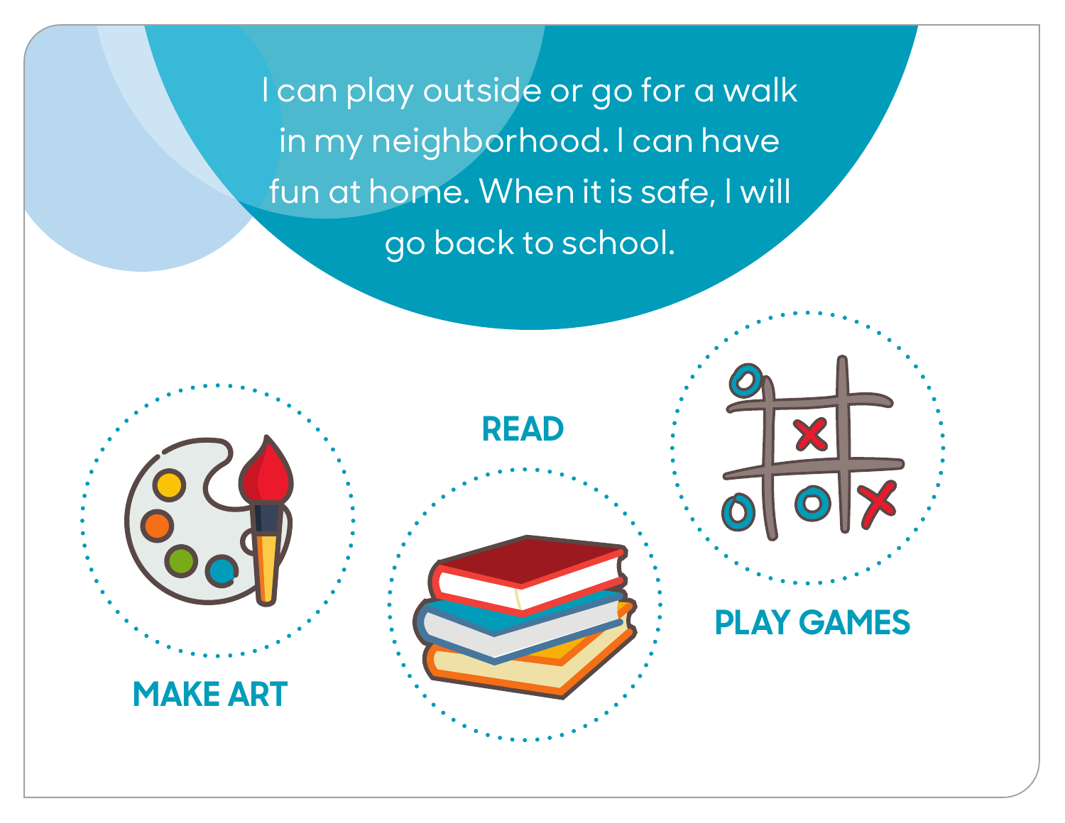I can play outside or go for a walk in my neighborhood. I can have fun at home. When it is safe, I will go back to school.

**MAKE ART**

**READ**

**PLAY GAMES**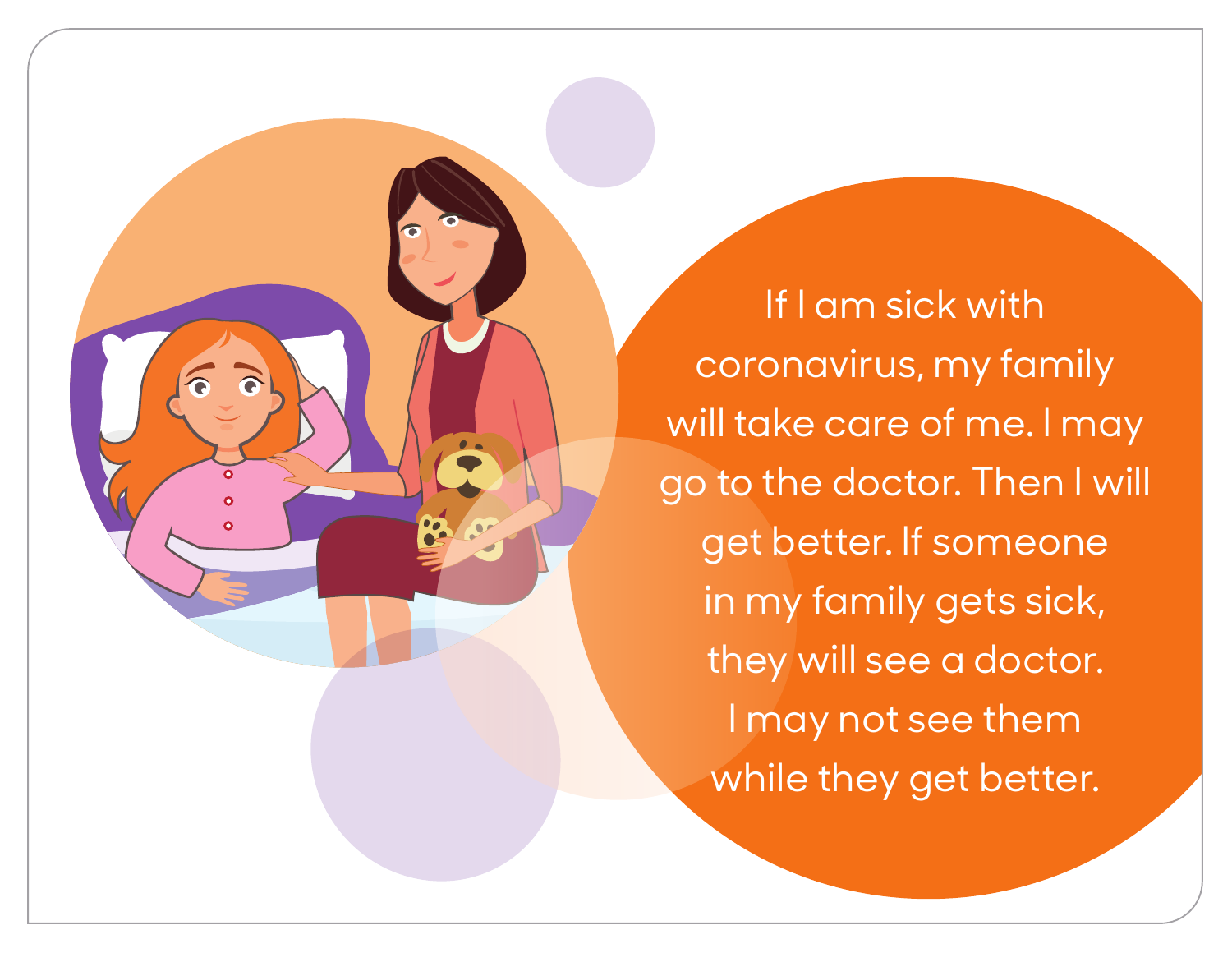If I am sick with coronavirus, my family will take care of me. I may go to the doctor. Then I will get better. If someone in my family gets sick, they will see a doctor. I may not see them while they get better.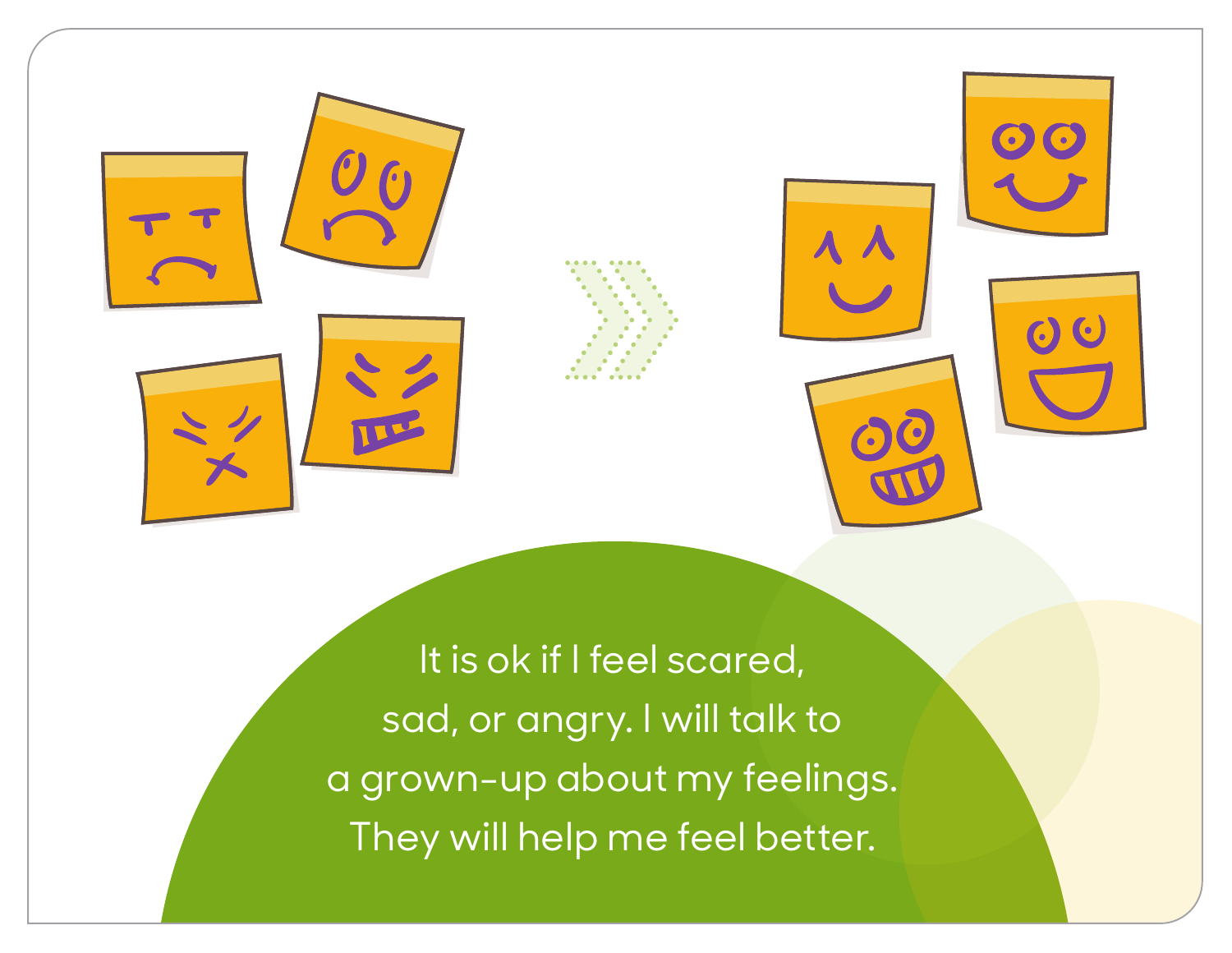It is ok if I feel scared, sad, or angry. I will talk to a grown-up about my feelings. They will help me feel better.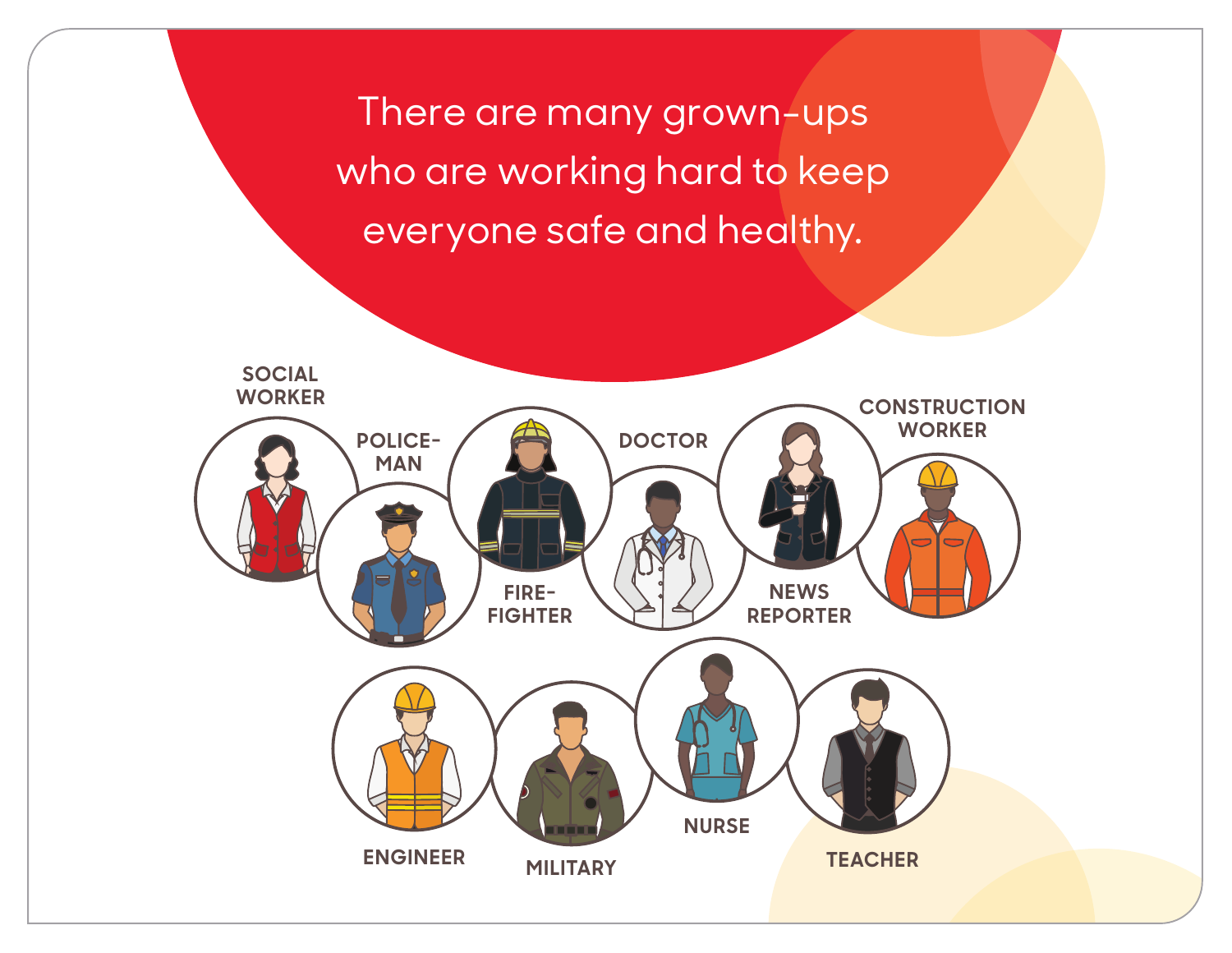There are many grown-ups who are working hard to keep everyone safe and healthy.

SOCIAL WORKER

POLICE-MAN

FIRE-FIGHTER

DOCTOR

NEWS REPORTER

CONSTRUCTION WORKER

ENGINEER

MILITARY

NURSE

TEACHER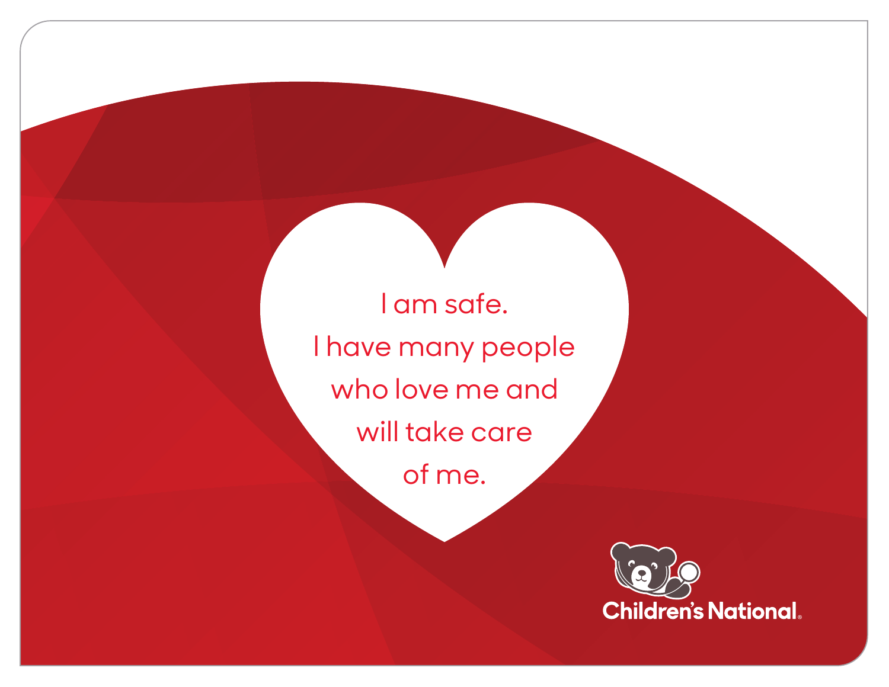I am safe.
I have many people
who love me and
will take care
of me.

Children's National